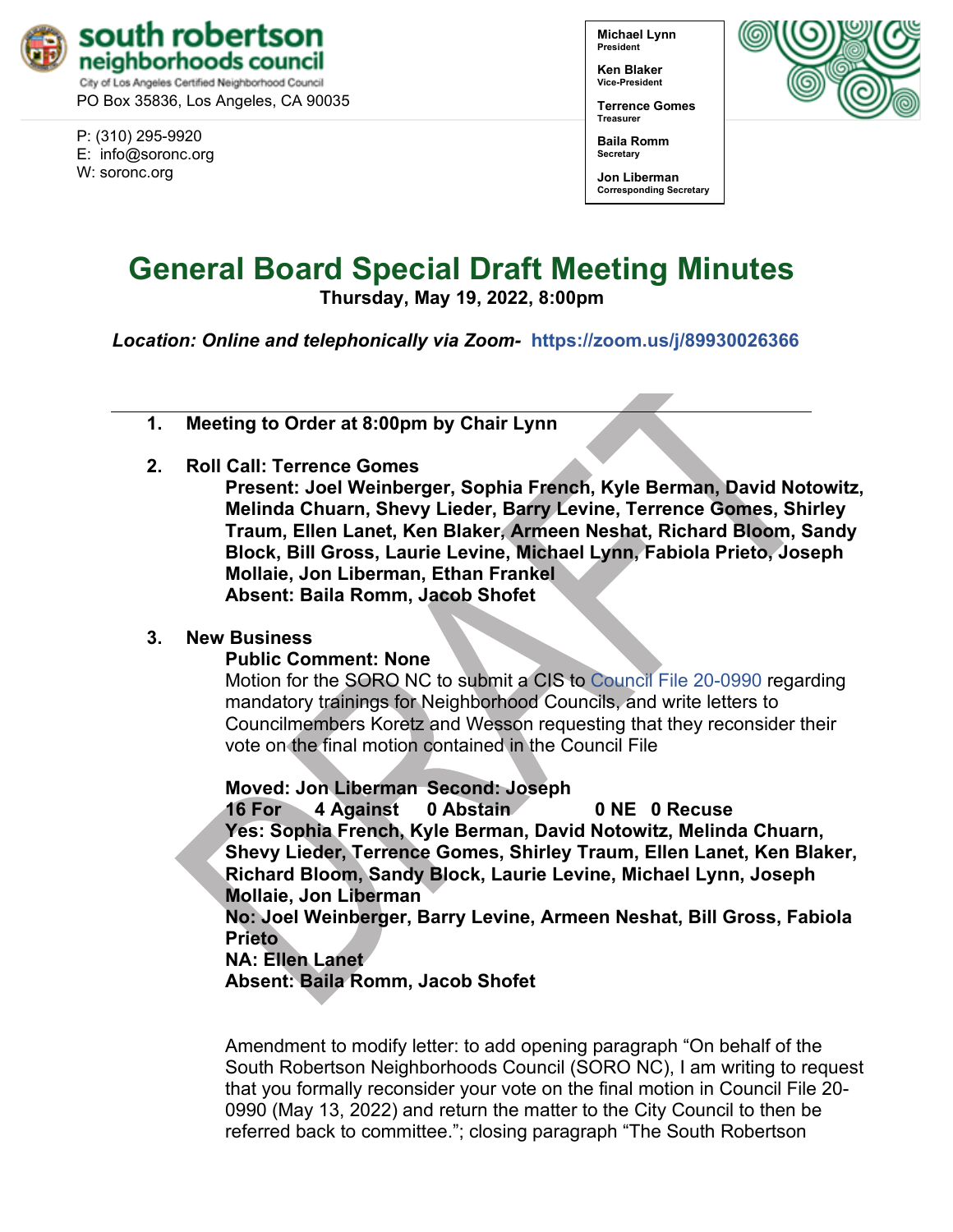**south robertson neighborhoods council**
City of Los Angeles Certified Neighborhood Council
PO Box 35836, Los Angeles, CA 90035

P: (310) 295-9920
E: info@soronc.org
W: soronc.org

**Michael Lynn**
President

**Ken Blaker**
Vice-President

**Terrence Gomes**
Treasurer

**Baila Romm**
Secretary

**Jon Liberman**
Corresponding Secretary

# General Board Special Draft Meeting Minutes

**Thursday, May 19, 2022, 8:00pm**

***Location: Online and telephonically via Zoom- https://zoom.us/j/89930026366***

---

1. **Meeting to Order at 8:00pm by Chair Lynn**

2. **Roll Call: Terrence Gomes**
   **Present: Joel Weinberger, Sophia French, Kyle Berman, David Notowitz, Melinda Chuarn, Shevy Lieder, Barry Levine, Terrence Gomes, Shirley Traum, Ellen Lanet, Ken Blaker, Armeen Neshat, Richard Bloom, Sandy Block, Bill Gross, Laurie Levine, Michael Lynn, Fabiola Prieto, Joseph Mollaie, Jon Liberman, Ethan Frankel**
   **Absent: Baila Romm, Jacob Shofet**

3. **New Business**
   **Public Comment: None**
   Motion for the SORO NC to submit a CIS to Council File 20-0990 regarding mandatory trainings for Neighborhood Councils, and write letters to Councilmembers Koretz and Wesson requesting that they reconsider their vote on the final motion contained in the Council File

   **Moved: Jon Liberman Second: Joseph**
   **16 For 4 Against 0 Abstain 0 NE 0 Recuse**
   **Yes: Sophia French, Kyle Berman, David Notowitz, Melinda Chuarn, Shevy Lieder, Terrence Gomes, Shirley Traum, Ellen Lanet, Ken Blaker, Richard Bloom, Sandy Block, Laurie Levine, Michael Lynn, Joseph Mollaie, Jon Liberman**
   **No: Joel Weinberger, Barry Levine, Armeen Neshat, Bill Gross, Fabiola Prieto**
   **NA: Ellen Lanet**
   **Absent: Baila Romm, Jacob Shofet**

   Amendment to modify letter: to add opening paragraph "On behalf of the South Robertson Neighborhoods Council (SORO NC), I am writing to request that you formally reconsider your vote on the final motion in Council File 20-0990 (May 13, 2022) and return the matter to the City Council to then be referred back to committee."; closing paragraph "The South Robertson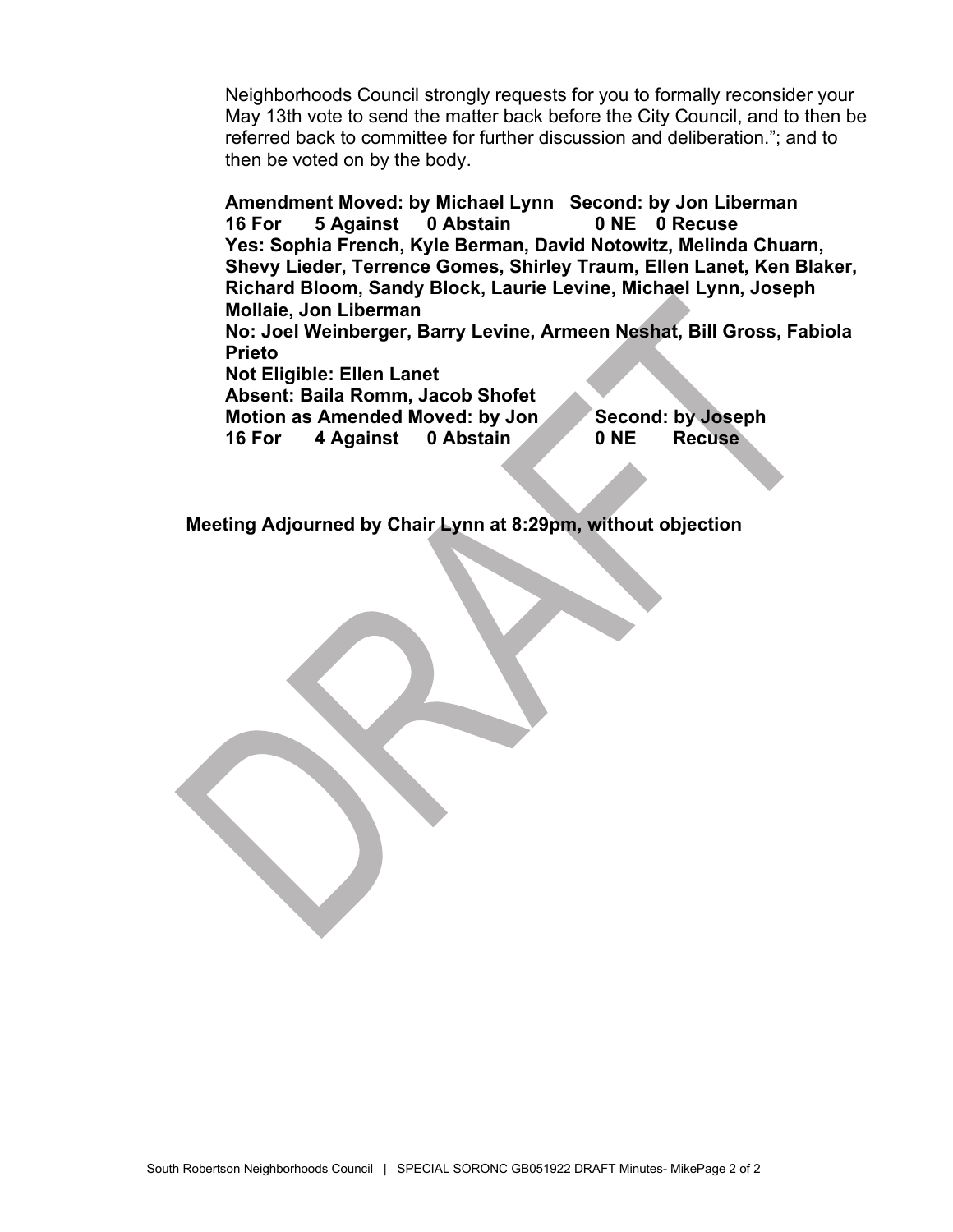Neighborhoods Council strongly requests for you to formally reconsider your May 13th vote to send the matter back before the City Council, and to then be referred back to committee for further discussion and deliberation."; and to then be voted on by the body.

**Amendment Moved: by Michael Lynn Second: by Jon Liberman**
**16 For 5 Against 0 Abstain 0 NE 0 Recuse**
**Yes: Sophia French, Kyle Berman, David Notowitz, Melinda Chuarn, Shevy Lieder, Terrence Gomes, Shirley Traum, Ellen Lanet, Ken Blaker, Richard Bloom, Sandy Block, Laurie Levine, Michael Lynn, Joseph Mollaie, Jon Liberman**
**No: Joel Weinberger, Barry Levine, Armeen Neshat, Bill Gross, Fabiola Prieto**
**Not Eligible: Ellen Lanet**
**Absent: Baila Romm, Jacob Shofet**
**Motion as Amended Moved: by Jon Second: by Joseph**
**16 For 4 Against 0 Abstain 0 NE Recuse**

**Meeting Adjourned by Chair Lynn at 8:29pm, without objection**